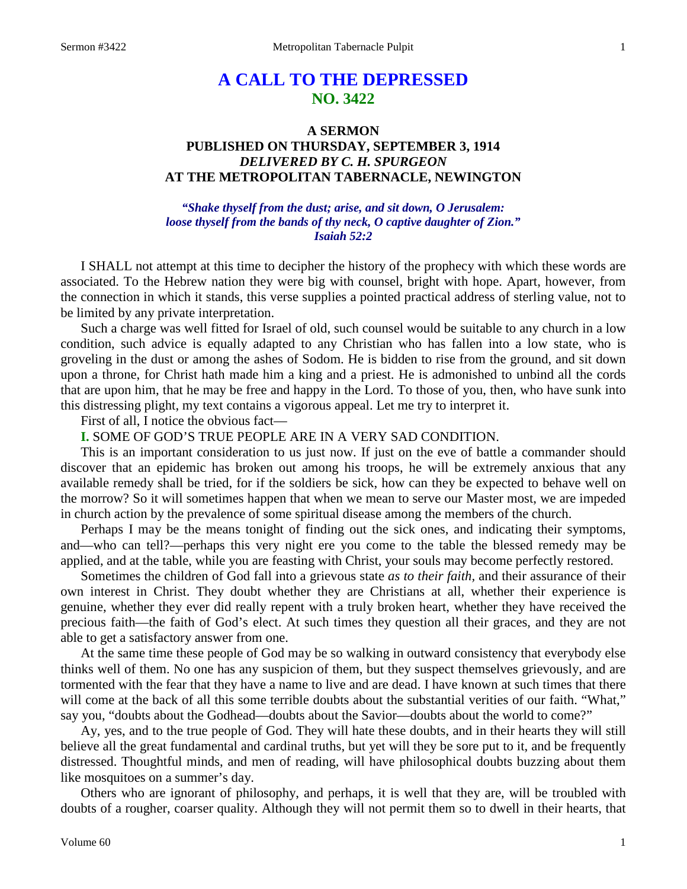# A CALL TO THE DEPRESSED
## NO. 3422

### A SERMON
### PUBLISHED ON THURSDAY, SEPTEMBER 3, 1914
### *DELIVERED BY C. H. SPURGEON*
### AT THE METROPOLITAN TABERNACLE, NEWINGTON

***"Shake thyself from the dust; arise, and sit down, O Jerusalem: loose thyself from the bands of thy neck, O captive daughter of Zion." Isaiah 52:2***

I SHALL not attempt at this time to decipher the history of the prophecy with which these words are associated. To the Hebrew nation they were big with counsel, bright with hope. Apart, however, from the connection in which it stands, this verse supplies a pointed practical address of sterling value, not to be limited by any private interpretation.

Such a charge was well fitted for Israel of old, such counsel would be suitable to any church in a low condition, such advice is equally adapted to any Christian who has fallen into a low state, who is groveling in the dust or among the ashes of Sodom. He is bidden to rise from the ground, and sit down upon a throne, for Christ hath made him a king and a priest. He is admonished to unbind all the cords that are upon him, that he may be free and happy in the Lord. To those of you, then, who have sunk into this distressing plight, my text contains a vigorous appeal. Let me try to interpret it.

First of all, I notice the obvious fact—

**I.** SOME OF GOD'S TRUE PEOPLE ARE IN A VERY SAD CONDITION.

This is an important consideration to us just now. If just on the eve of battle a commander should discover that an epidemic has broken out among his troops, he will be extremely anxious that any available remedy shall be tried, for if the soldiers be sick, how can they be expected to behave well on the morrow? So it will sometimes happen that when we mean to serve our Master most, we are impeded in church action by the prevalence of some spiritual disease among the members of the church.

Perhaps I may be the means tonight of finding out the sick ones, and indicating their symptoms, and—who can tell?—perhaps this very night ere you come to the table the blessed remedy may be applied, and at the table, while you are feasting with Christ, your souls may become perfectly restored.

Sometimes the children of God fall into a grievous state *as to their faith*, and their assurance of their own interest in Christ. They doubt whether they are Christians at all, whether their experience is genuine, whether they ever did really repent with a truly broken heart, whether they have received the precious faith—the faith of God's elect. At such times they question all their graces, and they are not able to get a satisfactory answer from one.

At the same time these people of God may be so walking in outward consistency that everybody else thinks well of them. No one has any suspicion of them, but they suspect themselves grievously, and are tormented with the fear that they have a name to live and are dead. I have known at such times that there will come at the back of all this some terrible doubts about the substantial verities of our faith. "What," say you, "doubts about the Godhead—doubts about the Savior—doubts about the world to come?"

Ay, yes, and to the true people of God. They will hate these doubts, and in their hearts they will still believe all the great fundamental and cardinal truths, but yet will they be sore put to it, and be frequently distressed. Thoughtful minds, and men of reading, will have philosophical doubts buzzing about them like mosquitoes on a summer's day.

Others who are ignorant of philosophy, and perhaps, it is well that they are, will be troubled with doubts of a rougher, coarser quality. Although they will not permit them so to dwell in their hearts, that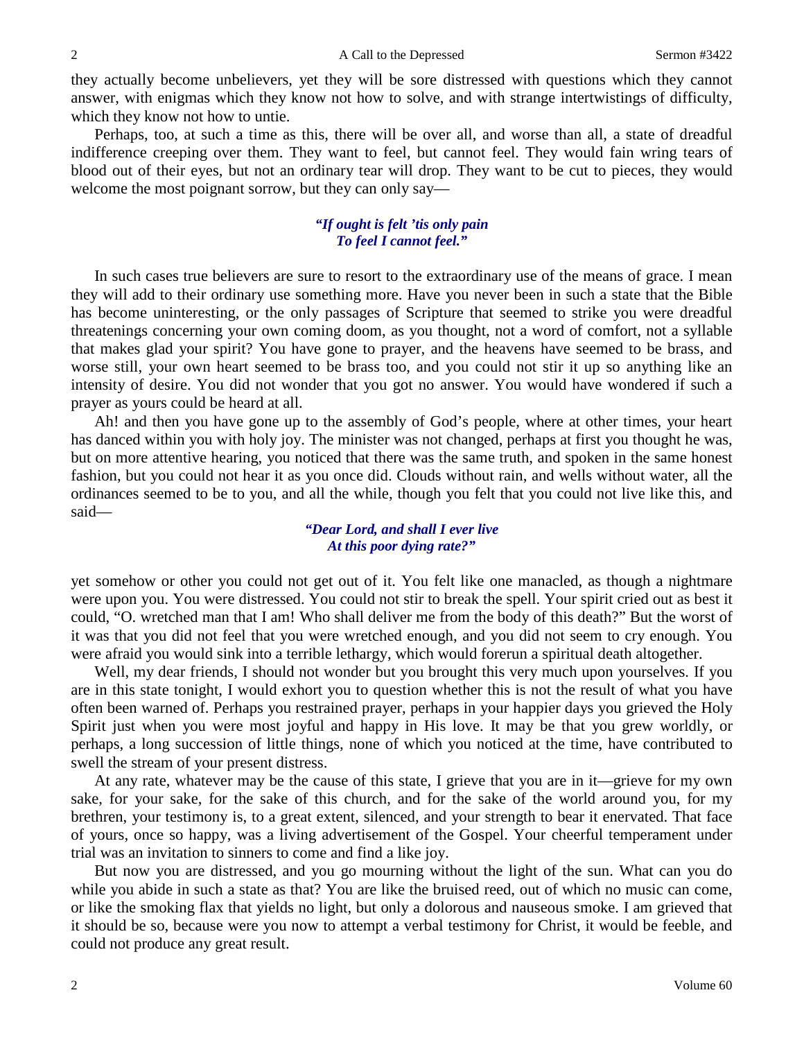they actually become unbelievers, yet they will be sore distressed with questions which they cannot answer, with enigmas which they know not how to solve, and with strange intertwistings of difficulty, which they know not how to untie.

Perhaps, too, at such a time as this, there will be over all, and worse than all, a state of dreadful indifference creeping over them. They want to feel, but cannot feel. They would fain wring tears of blood out of their eyes, but not an ordinary tear will drop. They want to be cut to pieces, they would welcome the most poignant sorrow, but they can only say—

*"If ought is felt 'tis only pain*
*To feel I cannot feel."*

In such cases true believers are sure to resort to the extraordinary use of the means of grace. I mean they will add to their ordinary use something more. Have you never been in such a state that the Bible has become uninteresting, or the only passages of Scripture that seemed to strike you were dreadful threatenings concerning your own coming doom, as you thought, not a word of comfort, not a syllable that makes glad your spirit? You have gone to prayer, and the heavens have seemed to be brass, and worse still, your own heart seemed to be brass too, and you could not stir it up so anything like an intensity of desire. You did not wonder that you got no answer. You would have wondered if such a prayer as yours could be heard at all.

Ah! and then you have gone up to the assembly of God's people, where at other times, your heart has danced within you with holy joy. The minister was not changed, perhaps at first you thought he was, but on more attentive hearing, you noticed that there was the same truth, and spoken in the same honest fashion, but you could not hear it as you once did. Clouds without rain, and wells without water, all the ordinances seemed to be to you, and all the while, though you felt that you could not live like this, and said—

*"Dear Lord, and shall I ever live*
*At this poor dying rate?"*

yet somehow or other you could not get out of it. You felt like one manacled, as though a nightmare were upon you. You were distressed. You could not stir to break the spell. Your spirit cried out as best it could, "O. wretched man that I am! Who shall deliver me from the body of this death?" But the worst of it was that you did not feel that you were wretched enough, and you did not seem to cry enough. You were afraid you would sink into a terrible lethargy, which would forerun a spiritual death altogether.

Well, my dear friends, I should not wonder but you brought this very much upon yourselves. If you are in this state tonight, I would exhort you to question whether this is not the result of what you have often been warned of. Perhaps you restrained prayer, perhaps in your happier days you grieved the Holy Spirit just when you were most joyful and happy in His love. It may be that you grew worldly, or perhaps, a long succession of little things, none of which you noticed at the time, have contributed to swell the stream of your present distress.

At any rate, whatever may be the cause of this state, I grieve that you are in it—grieve for my own sake, for your sake, for the sake of this church, and for the sake of the world around you, for my brethren, your testimony is, to a great extent, silenced, and your strength to bear it enervated. That face of yours, once so happy, was a living advertisement of the Gospel. Your cheerful temperament under trial was an invitation to sinners to come and find a like joy.

But now you are distressed, and you go mourning without the light of the sun. What can you do while you abide in such a state as that? You are like the bruised reed, out of which no music can come, or like the smoking flax that yields no light, but only a dolorous and nauseous smoke. I am grieved that it should be so, because were you now to attempt a verbal testimony for Christ, it would be feeble, and could not produce any great result.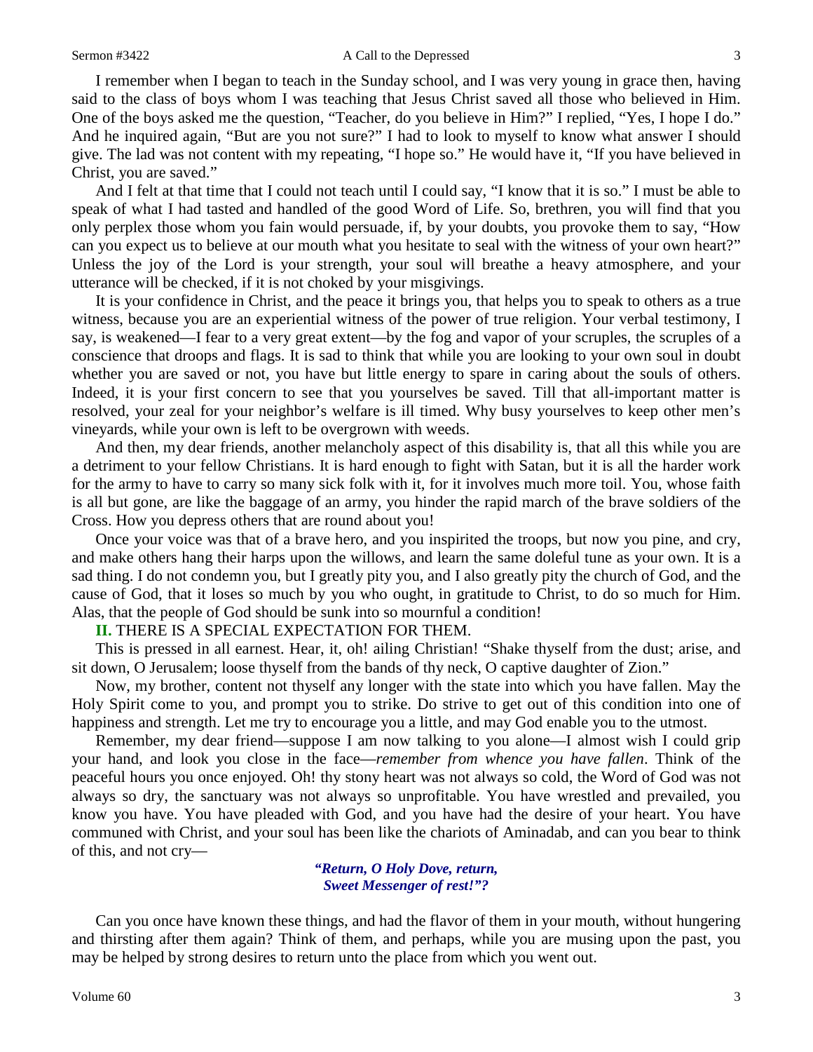I remember when I began to teach in the Sunday school, and I was very young in grace then, having said to the class of boys whom I was teaching that Jesus Christ saved all those who believed in Him. One of the boys asked me the question, "Teacher, do you believe in Him?" I replied, "Yes, I hope I do." And he inquired again, "But are you not sure?" I had to look to myself to know what answer I should give. The lad was not content with my repeating, "I hope so." He would have it, "If you have believed in Christ, you are saved."

And I felt at that time that I could not teach until I could say, "I know that it is so." I must be able to speak of what I had tasted and handled of the good Word of Life. So, brethren, you will find that you only perplex those whom you fain would persuade, if, by your doubts, you provoke them to say, "How can you expect us to believe at our mouth what you hesitate to seal with the witness of your own heart?" Unless the joy of the Lord is your strength, your soul will breathe a heavy atmosphere, and your utterance will be checked, if it is not choked by your misgivings.

It is your confidence in Christ, and the peace it brings you, that helps you to speak to others as a true witness, because you are an experiential witness of the power of true religion. Your verbal testimony, I say, is weakened—I fear to a very great extent—by the fog and vapor of your scruples, the scruples of a conscience that droops and flags. It is sad to think that while you are looking to your own soul in doubt whether you are saved or not, you have but little energy to spare in caring about the souls of others. Indeed, it is your first concern to see that you yourselves be saved. Till that all-important matter is resolved, your zeal for your neighbor's welfare is ill timed. Why busy yourselves to keep other men's vineyards, while your own is left to be overgrown with weeds.

And then, my dear friends, another melancholy aspect of this disability is, that all this while you are a detriment to your fellow Christians. It is hard enough to fight with Satan, but it is all the harder work for the army to have to carry so many sick folk with it, for it involves much more toil. You, whose faith is all but gone, are like the baggage of an army, you hinder the rapid march of the brave soldiers of the Cross. How you depress others that are round about you!

Once your voice was that of a brave hero, and you inspirited the troops, but now you pine, and cry, and make others hang their harps upon the willows, and learn the same doleful tune as your own. It is a sad thing. I do not condemn you, but I greatly pity you, and I also greatly pity the church of God, and the cause of God, that it loses so much by you who ought, in gratitude to Christ, to do so much for Him. Alas, that the people of God should be sunk into so mournful a condition!

**II.** THERE IS A SPECIAL EXPECTATION FOR THEM.

This is pressed in all earnest. Hear, it, oh! ailing Christian! "Shake thyself from the dust; arise, and sit down, O Jerusalem; loose thyself from the bands of thy neck, O captive daughter of Zion."

Now, my brother, content not thyself any longer with the state into which you have fallen. May the Holy Spirit come to you, and prompt you to strike. Do strive to get out of this condition into one of happiness and strength. Let me try to encourage you a little, and may God enable you to the utmost.

Remember, my dear friend—suppose I am now talking to you alone—I almost wish I could grip your hand, and look you close in the face—*remember from whence you have fallen*. Think of the peaceful hours you once enjoyed. Oh! thy stony heart was not always so cold, the Word of God was not always so dry, the sanctuary was not always so unprofitable. You have wrestled and prevailed, you know you have. You have pleaded with God, and you have had the desire of your heart. You have communed with Christ, and your soul has been like the chariots of Aminadab, and can you bear to think of this, and not cry—

*"Return, O Holy Dove, return,*
*Sweet Messenger of rest!"?*

Can you once have known these things, and had the flavor of them in your mouth, without hungering and thirsting after them again? Think of them, and perhaps, while you are musing upon the past, you may be helped by strong desires to return unto the place from which you went out.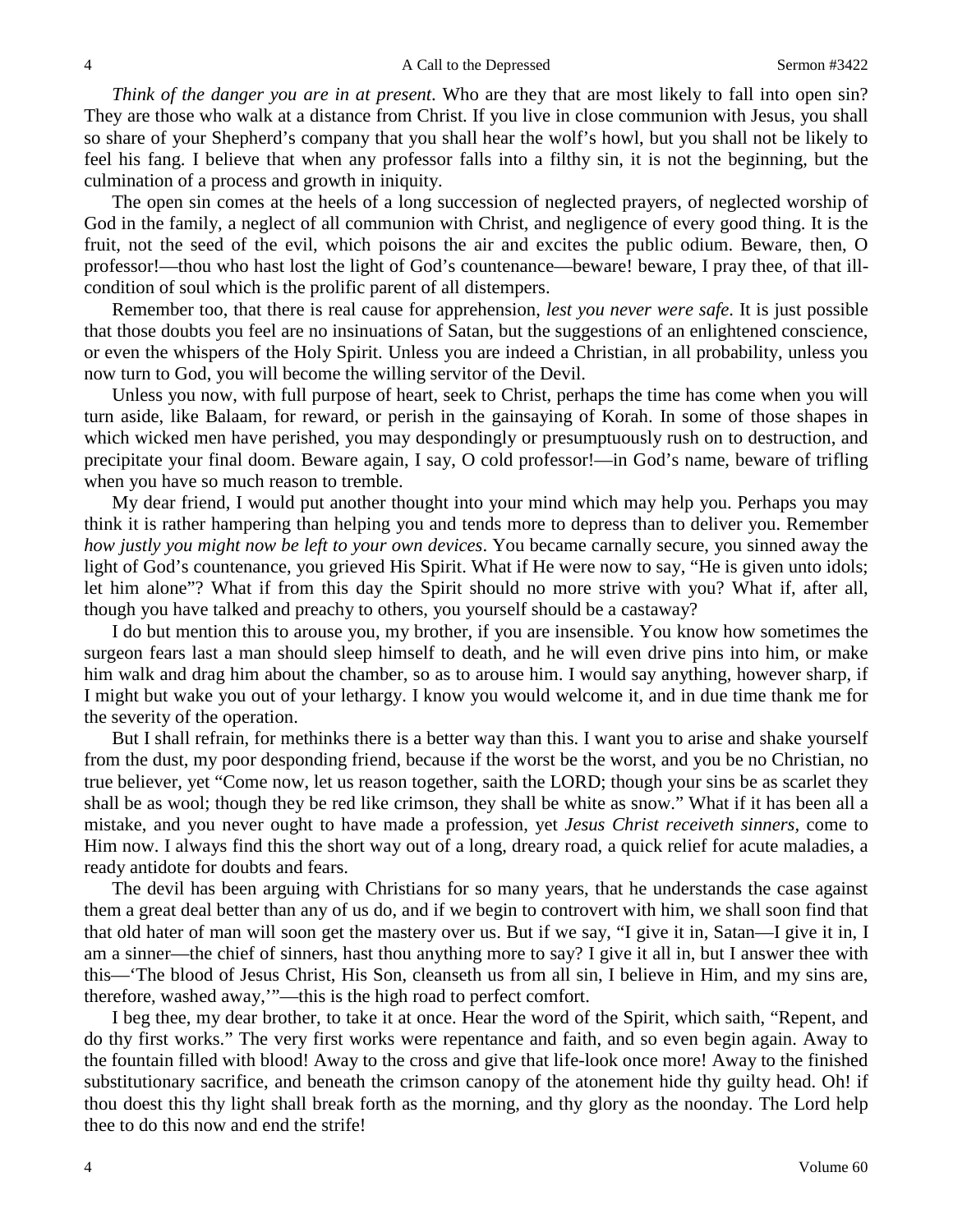*Think of the danger you are in at present*. Who are they that are most likely to fall into open sin? They are those who walk at a distance from Christ. If you live in close communion with Jesus, you shall so share of your Shepherd's company that you shall hear the wolf's howl, but you shall not be likely to feel his fang. I believe that when any professor falls into a filthy sin, it is not the beginning, but the culmination of a process and growth in iniquity.

The open sin comes at the heels of a long succession of neglected prayers, of neglected worship of God in the family, a neglect of all communion with Christ, and negligence of every good thing. It is the fruit, not the seed of the evil, which poisons the air and excites the public odium. Beware, then, O professor!—thou who hast lost the light of God's countenance—beware! beware, I pray thee, of that ill-condition of soul which is the prolific parent of all distempers.

Remember too, that there is real cause for apprehension, *lest you never were safe*. It is just possible that those doubts you feel are no insinuations of Satan, but the suggestions of an enlightened conscience, or even the whispers of the Holy Spirit. Unless you are indeed a Christian, in all probability, unless you now turn to God, you will become the willing servitor of the Devil.

Unless you now, with full purpose of heart, seek to Christ, perhaps the time has come when you will turn aside, like Balaam, for reward, or perish in the gainsaying of Korah. In some of those shapes in which wicked men have perished, you may despondingly or presumptuously rush on to destruction, and precipitate your final doom. Beware again, I say, O cold professor!—in God's name, beware of trifling when you have so much reason to tremble.

My dear friend, I would put another thought into your mind which may help you. Perhaps you may think it is rather hampering than helping you and tends more to depress than to deliver you. Remember *how justly you might now be left to your own devices*. You became carnally secure, you sinned away the light of God's countenance, you grieved His Spirit. What if He were now to say, "He is given unto idols; let him alone"? What if from this day the Spirit should no more strive with you? What if, after all, though you have talked and preachy to others, you yourself should be a castaway?

I do but mention this to arouse you, my brother, if you are insensible. You know how sometimes the surgeon fears last a man should sleep himself to death, and he will even drive pins into him, or make him walk and drag him about the chamber, so as to arouse him. I would say anything, however sharp, if I might but wake you out of your lethargy. I know you would welcome it, and in due time thank me for the severity of the operation.

But I shall refrain, for methinks there is a better way than this. I want you to arise and shake yourself from the dust, my poor desponding friend, because if the worst be the worst, and you be no Christian, no true believer, yet "Come now, let us reason together, saith the LORD; though your sins be as scarlet they shall be as wool; though they be red like crimson, they shall be white as snow." What if it has been all a mistake, and you never ought to have made a profession, yet *Jesus Christ receiveth sinners,* come to Him now. I always find this the short way out of a long, dreary road, a quick relief for acute maladies, a ready antidote for doubts and fears.

The devil has been arguing with Christians for so many years, that he understands the case against them a great deal better than any of us do, and if we begin to controvert with him, we shall soon find that that old hater of man will soon get the mastery over us. But if we say, "I give it in, Satan—I give it in, I am a sinner—the chief of sinners, hast thou anything more to say? I give it all in, but I answer thee with this—'The blood of Jesus Christ, His Son, cleanseth us from all sin, I believe in Him, and my sins are, therefore, washed away,'"—this is the high road to perfect comfort.

I beg thee, my dear brother, to take it at once. Hear the word of the Spirit, which saith, "Repent, and do thy first works." The very first works were repentance and faith, and so even begin again. Away to the fountain filled with blood! Away to the cross and give that life-look once more! Away to the finished substitutionary sacrifice, and beneath the crimson canopy of the atonement hide thy guilty head. Oh! if thou doest this thy light shall break forth as the morning, and thy glory as the noonday. The Lord help thee to do this now and end the strife!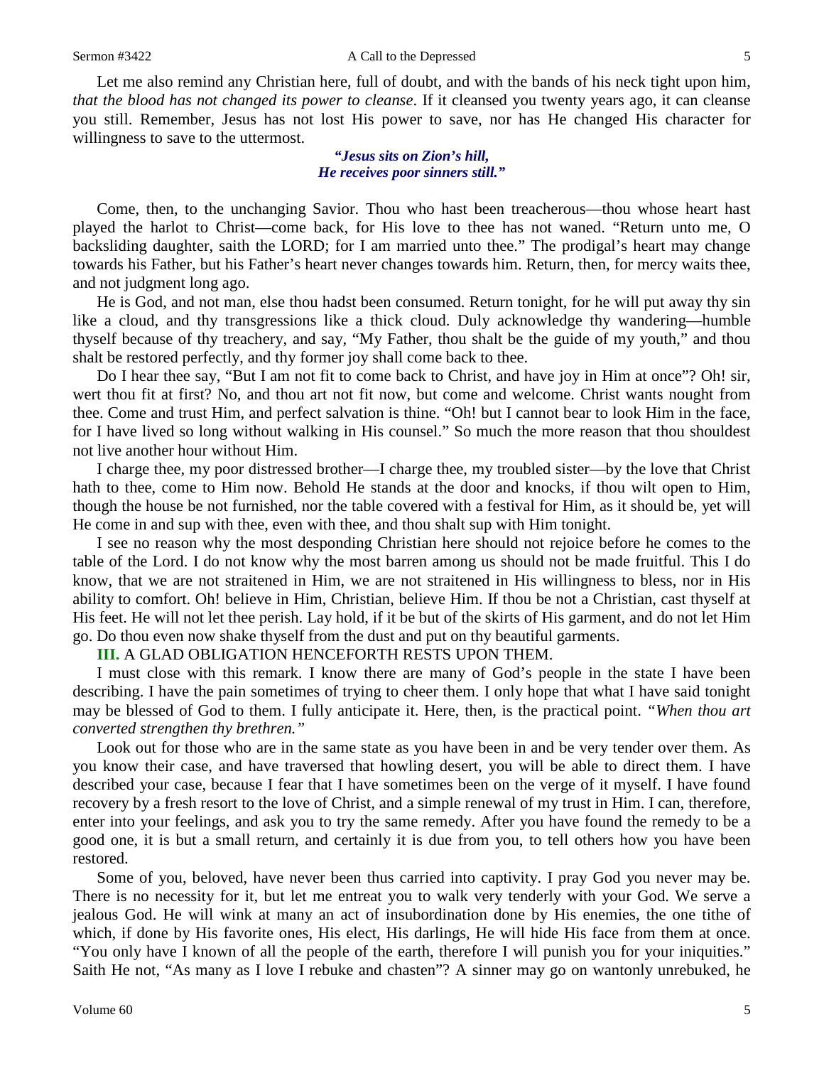Let me also remind any Christian here, full of doubt, and with the bands of his neck tight upon him, *that the blood has not changed its power to cleanse*. If it cleansed you twenty years ago, it can cleanse you still. Remember, Jesus has not lost His power to save, nor has He changed His character for willingness to save to the uttermost.

> ***"Jesus sits on Zion's hill,***
> ***He receives poor sinners still."***

Come, then, to the unchanging Savior. Thou who hast been treacherous—thou whose heart hast played the harlot to Christ—come back, for His love to thee has not waned. "Return unto me, O backsliding daughter, saith the LORD; for I am married unto thee." The prodigal's heart may change towards his Father, but his Father's heart never changes towards him. Return, then, for mercy waits thee, and not judgment long ago.

He is God, and not man, else thou hadst been consumed. Return tonight, for he will put away thy sin like a cloud, and thy transgressions like a thick cloud. Duly acknowledge thy wandering—humble thyself because of thy treachery, and say, "My Father, thou shalt be the guide of my youth," and thou shalt be restored perfectly, and thy former joy shall come back to thee.

Do I hear thee say, "But I am not fit to come back to Christ, and have joy in Him at once"? Oh! sir, wert thou fit at first? No, and thou art not fit now, but come and welcome. Christ wants nought from thee. Come and trust Him, and perfect salvation is thine. "Oh! but I cannot bear to look Him in the face, for I have lived so long without walking in His counsel." So much the more reason that thou shouldest not live another hour without Him.

I charge thee, my poor distressed brother—I charge thee, my troubled sister—by the love that Christ hath to thee, come to Him now. Behold He stands at the door and knocks, if thou wilt open to Him, though the house be not furnished, nor the table covered with a festival for Him, as it should be, yet will He come in and sup with thee, even with thee, and thou shalt sup with Him tonight.

I see no reason why the most desponding Christian here should not rejoice before he comes to the table of the Lord. I do not know why the most barren among us should not be made fruitful. This I do know, that we are not straitened in Him, we are not straitened in His willingness to bless, nor in His ability to comfort. Oh! believe in Him, Christian, believe Him. If thou be not a Christian, cast thyself at His feet. He will not let thee perish. Lay hold, if it be but of the skirts of His garment, and do not let Him go. Do thou even now shake thyself from the dust and put on thy beautiful garments.

**III.** A GLAD OBLIGATION HENCEFORTH RESTS UPON THEM.

I must close with this remark. I know there are many of God's people in the state I have been describing. I have the pain sometimes of trying to cheer them. I only hope that what I have said tonight may be blessed of God to them. I fully anticipate it. Here, then, is the practical point. *"When thou art converted strengthen thy brethren."*

Look out for those who are in the same state as you have been in and be very tender over them. As you know their case, and have traversed that howling desert, you will be able to direct them. I have described your case, because I fear that I have sometimes been on the verge of it myself. I have found recovery by a fresh resort to the love of Christ, and a simple renewal of my trust in Him. I can, therefore, enter into your feelings, and ask you to try the same remedy. After you have found the remedy to be a good one, it is but a small return, and certainly it is due from you, to tell others how you have been restored.

Some of you, beloved, have never been thus carried into captivity. I pray God you never may be. There is no necessity for it, but let me entreat you to walk very tenderly with your God. We serve a jealous God. He will wink at many an act of insubordination done by His enemies, the one tithe of which, if done by His favorite ones, His elect, His darlings, He will hide His face from them at once. "You only have I known of all the people of the earth, therefore I will punish you for your iniquities." Saith He not, "As many as I love I rebuke and chasten"? A sinner may go on wantonly unrebuked, he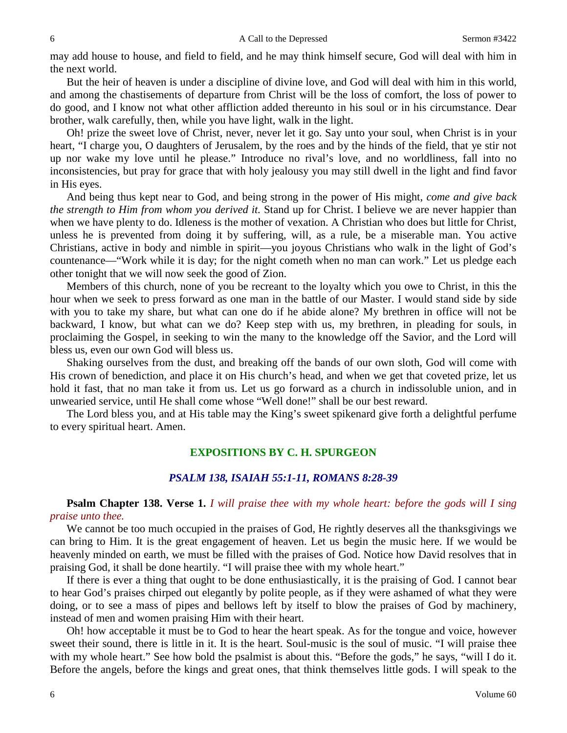may add house to house, and field to field, and he may think himself secure, God will deal with him in the next world.

But the heir of heaven is under a discipline of divine love, and God will deal with him in this world, and among the chastisements of departure from Christ will be the loss of comfort, the loss of power to do good, and I know not what other affliction added thereunto in his soul or in his circumstance. Dear brother, walk carefully, then, while you have light, walk in the light.

Oh! prize the sweet love of Christ, never, never let it go. Say unto your soul, when Christ is in your heart, "I charge you, O daughters of Jerusalem, by the roes and by the hinds of the field, that ye stir not up nor wake my love until he please." Introduce no rival's love, and no worldliness, fall into no inconsistencies, but pray for grace that with holy jealousy you may still dwell in the light and find favor in His eyes.

And being thus kept near to God, and being strong in the power of His might, *come and give back the strength to Him from whom you derived it.* Stand up for Christ. I believe we are never happier than when we have plenty to do. Idleness is the mother of vexation. A Christian who does but little for Christ, unless he is prevented from doing it by suffering, will, as a rule, be a miserable man. You active Christians, active in body and nimble in spirit—you joyous Christians who walk in the light of God's countenance—"Work while it is day; for the night cometh when no man can work." Let us pledge each other tonight that we will now seek the good of Zion.

Members of this church, none of you be recreant to the loyalty which you owe to Christ, in this the hour when we seek to press forward as one man in the battle of our Master. I would stand side by side with you to take my share, but what can one do if he abide alone? My brethren in office will not be backward, I know, but what can we do? Keep step with us, my brethren, in pleading for souls, in proclaiming the Gospel, in seeking to win the many to the knowledge off the Savior, and the Lord will bless us, even our own God will bless us.

Shaking ourselves from the dust, and breaking off the bands of our own sloth, God will come with His crown of benediction, and place it on His church's head, and when we get that coveted prize, let us hold it fast, that no man take it from us. Let us go forward as a church in indissoluble union, and in unwearied service, until He shall come whose "Well done!" shall be our best reward.

The Lord bless you, and at His table may the King's sweet spikenard give forth a delightful perfume to every spiritual heart. Amen.

## EXPOSITIONS BY C. H. SPURGEON

### *PSALM 138, ISAIAH 55:1-11, ROMANS 8:28-39*

**Psalm Chapter 138. Verse 1.** *I will praise thee with my whole heart: before the gods will I sing praise unto thee.*

We cannot be too much occupied in the praises of God, He rightly deserves all the thanksgivings we can bring to Him. It is the great engagement of heaven. Let us begin the music here. If we would be heavenly minded on earth, we must be filled with the praises of God. Notice how David resolves that in praising God, it shall be done heartily. "I will praise thee with my whole heart."

If there is ever a thing that ought to be done enthusiastically, it is the praising of God. I cannot bear to hear God's praises chirped out elegantly by polite people, as if they were ashamed of what they were doing, or to see a mass of pipes and bellows left by itself to blow the praises of God by machinery, instead of men and women praising Him with their heart.

Oh! how acceptable it must be to God to hear the heart speak. As for the tongue and voice, however sweet their sound, there is little in it. It is the heart. Soul-music is the soul of music. "I will praise thee with my whole heart." See how bold the psalmist is about this. "Before the gods," he says, "will I do it. Before the angels, before the kings and great ones, that think themselves little gods. I will speak to the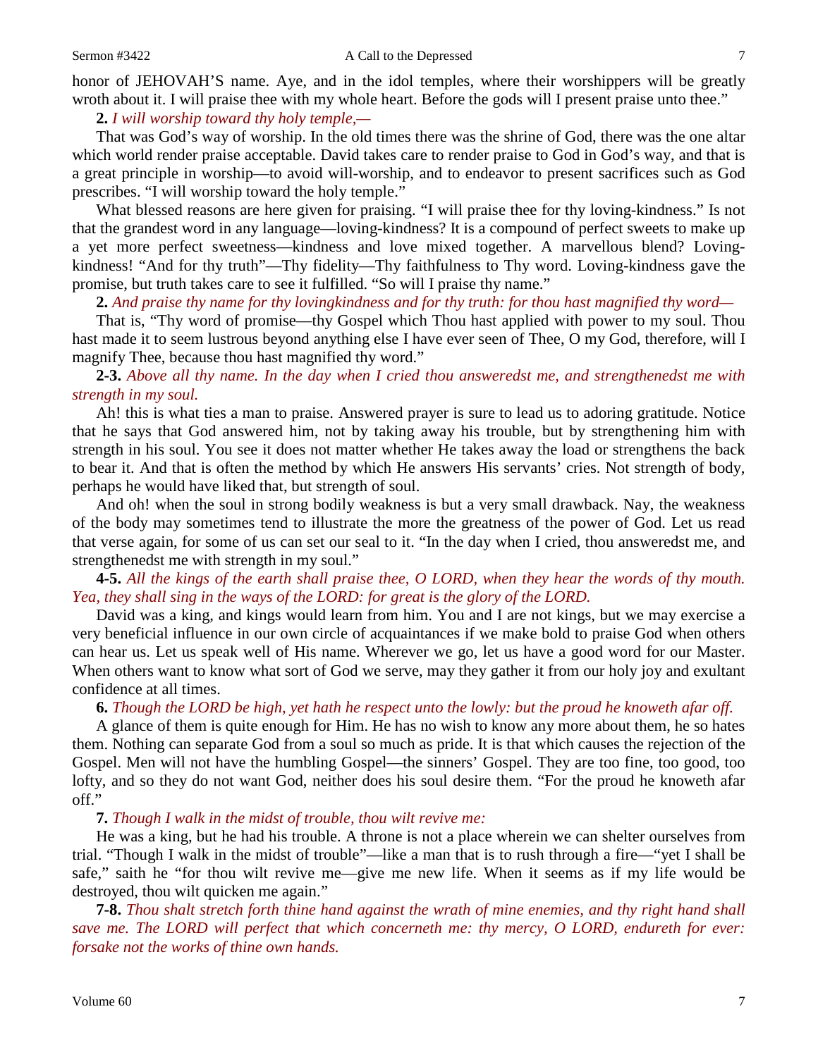honor of JEHOVAH'S name. Aye, and in the idol temples, where their worshippers will be greatly wroth about it. I will praise thee with my whole heart. Before the gods will I present praise unto thee."

**2.** *I will worship toward thy holy temple,—*

That was God's way of worship. In the old times there was the shrine of God, there was the one altar which world render praise acceptable. David takes care to render praise to God in God's way, and that is a great principle in worship—to avoid will-worship, and to endeavor to present sacrifices such as God prescribes. "I will worship toward the holy temple."

What blessed reasons are here given for praising. "I will praise thee for thy loving-kindness." Is not that the grandest word in any language—loving-kindness? It is a compound of perfect sweets to make up a yet more perfect sweetness—kindness and love mixed together. A marvellous blend? Loving-kindness! "And for thy truth"—Thy fidelity—Thy faithfulness to Thy word. Loving-kindness gave the promise, but truth takes care to see it fulfilled. "So will I praise thy name."

**2.** *And praise thy name for thy lovingkindness and for thy truth: for thou hast magnified thy word—*

That is, "Thy word of promise—thy Gospel which Thou hast applied with power to my soul. Thou hast made it to seem lustrous beyond anything else I have ever seen of Thee, O my God, therefore, will I magnify Thee, because thou hast magnified thy word."

**2-3.** *Above all thy name. In the day when I cried thou answeredst me, and strengthenedst me with strength in my soul.*

Ah! this is what ties a man to praise. Answered prayer is sure to lead us to adoring gratitude. Notice that he says that God answered him, not by taking away his trouble, but by strengthening him with strength in his soul. You see it does not matter whether He takes away the load or strengthens the back to bear it. And that is often the method by which He answers His servants' cries. Not strength of body, perhaps he would have liked that, but strength of soul.

And oh! when the soul in strong bodily weakness is but a very small drawback. Nay, the weakness of the body may sometimes tend to illustrate the more the greatness of the power of God. Let us read that verse again, for some of us can set our seal to it. "In the day when I cried, thou answeredst me, and strengthenedst me with strength in my soul."

**4-5.** *All the kings of the earth shall praise thee, O LORD, when they hear the words of thy mouth. Yea, they shall sing in the ways of the LORD: for great is the glory of the LORD.*

David was a king, and kings would learn from him. You and I are not kings, but we may exercise a very beneficial influence in our own circle of acquaintances if we make bold to praise God when others can hear us. Let us speak well of His name. Wherever we go, let us have a good word for our Master. When others want to know what sort of God we serve, may they gather it from our holy joy and exultant confidence at all times.

**6.** *Though the LORD be high, yet hath he respect unto the lowly: but the proud he knoweth afar off.*

A glance of them is quite enough for Him. He has no wish to know any more about them, he so hates them. Nothing can separate God from a soul so much as pride. It is that which causes the rejection of the Gospel. Men will not have the humbling Gospel—the sinners' Gospel. They are too fine, too good, too lofty, and so they do not want God, neither does his soul desire them. "For the proud he knoweth afar off."

**7.** *Though I walk in the midst of trouble, thou wilt revive me:*

He was a king, but he had his trouble. A throne is not a place wherein we can shelter ourselves from trial. "Though I walk in the midst of trouble"—like a man that is to rush through a fire—"yet I shall be safe," saith he "for thou wilt revive me—give me new life. When it seems as if my life would be destroyed, thou wilt quicken me again."

**7-8.** *Thou shalt stretch forth thine hand against the wrath of mine enemies, and thy right hand shall save me. The LORD will perfect that which concerneth me: thy mercy, O LORD, endureth for ever: forsake not the works of thine own hands.*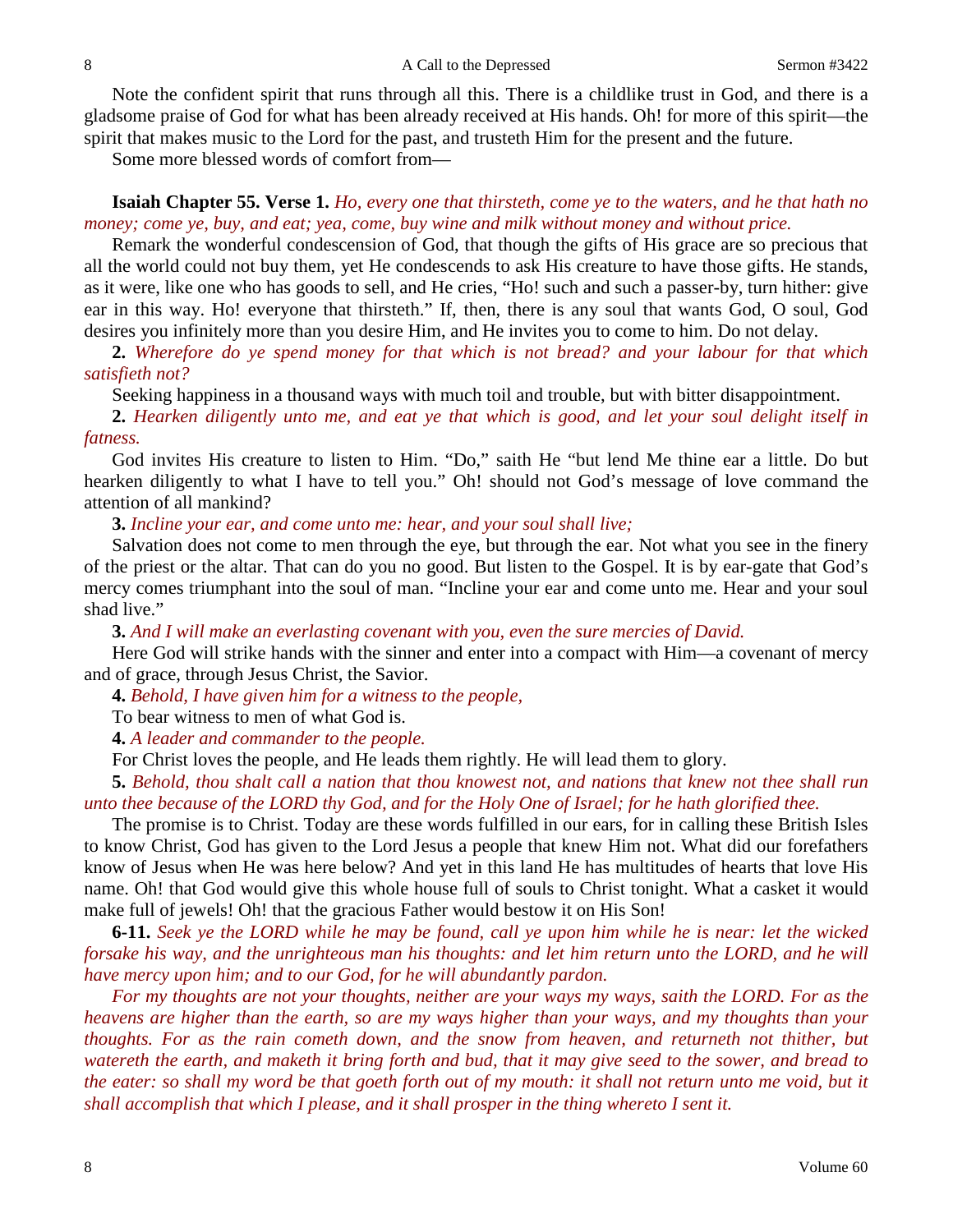Note the confident spirit that runs through all this. There is a childlike trust in God, and there is a gladsome praise of God for what has been already received at His hands. Oh! for more of this spirit—the spirit that makes music to the Lord for the past, and trusteth Him for the present and the future.

Some more blessed words of comfort from—

**Isaiah Chapter 55. Verse 1.** *Ho, every one that thirsteth, come ye to the waters, and he that hath no money; come ye, buy, and eat; yea, come, buy wine and milk without money and without price.*

Remark the wonderful condescension of God, that though the gifts of His grace are so precious that all the world could not buy them, yet He condescends to ask His creature to have those gifts. He stands, as it were, like one who has goods to sell, and He cries, "Ho! such and such a passer-by, turn hither: give ear in this way. Ho! everyone that thirsteth." If, then, there is any soul that wants God, O soul, God desires you infinitely more than you desire Him, and He invites you to come to him. Do not delay.

**2.** *Wherefore do ye spend money for that which is not bread? and your labour for that which satisfieth not?*

Seeking happiness in a thousand ways with much toil and trouble, but with bitter disappointment.

**2.** *Hearken diligently unto me, and eat ye that which is good, and let your soul delight itself in fatness.*

God invites His creature to listen to Him. "Do," saith He "but lend Me thine ear a little. Do but hearken diligently to what I have to tell you." Oh! should not God's message of love command the attention of all mankind?

**3.** *Incline your ear, and come unto me: hear, and your soul shall live;*

Salvation does not come to men through the eye, but through the ear. Not what you see in the finery of the priest or the altar. That can do you no good. But listen to the Gospel. It is by ear-gate that God's mercy comes triumphant into the soul of man. "Incline your ear and come unto me. Hear and your soul shad live."

**3.** *And I will make an everlasting covenant with you, even the sure mercies of David.*

Here God will strike hands with the sinner and enter into a compact with Him—a covenant of mercy and of grace, through Jesus Christ, the Savior.

**4.** *Behold, I have given him for a witness to the people,*

To bear witness to men of what God is.

**4.** *A leader and commander to the people.*

For Christ loves the people, and He leads them rightly. He will lead them to glory.

**5.** *Behold, thou shalt call a nation that thou knowest not, and nations that knew not thee shall run unto thee because of the LORD thy God, and for the Holy One of Israel; for he hath glorified thee.*

The promise is to Christ. Today are these words fulfilled in our ears, for in calling these British Isles to know Christ, God has given to the Lord Jesus a people that knew Him not. What did our forefathers know of Jesus when He was here below? And yet in this land He has multitudes of hearts that love His name. Oh! that God would give this whole house full of souls to Christ tonight. What a casket it would make full of jewels! Oh! that the gracious Father would bestow it on His Son!

**6-11.** *Seek ye the LORD while he may be found, call ye upon him while he is near: let the wicked forsake his way, and the unrighteous man his thoughts: and let him return unto the LORD, and he will have mercy upon him; and to our God, for he will abundantly pardon.*

*For my thoughts are not your thoughts, neither are your ways my ways, saith the LORD. For as the heavens are higher than the earth, so are my ways higher than your ways, and my thoughts than your thoughts. For as the rain cometh down, and the snow from heaven, and returneth not thither, but watereth the earth, and maketh it bring forth and bud, that it may give seed to the sower, and bread to the eater: so shall my word be that goeth forth out of my mouth: it shall not return unto me void, but it shall accomplish that which I please, and it shall prosper in the thing whereto I sent it.*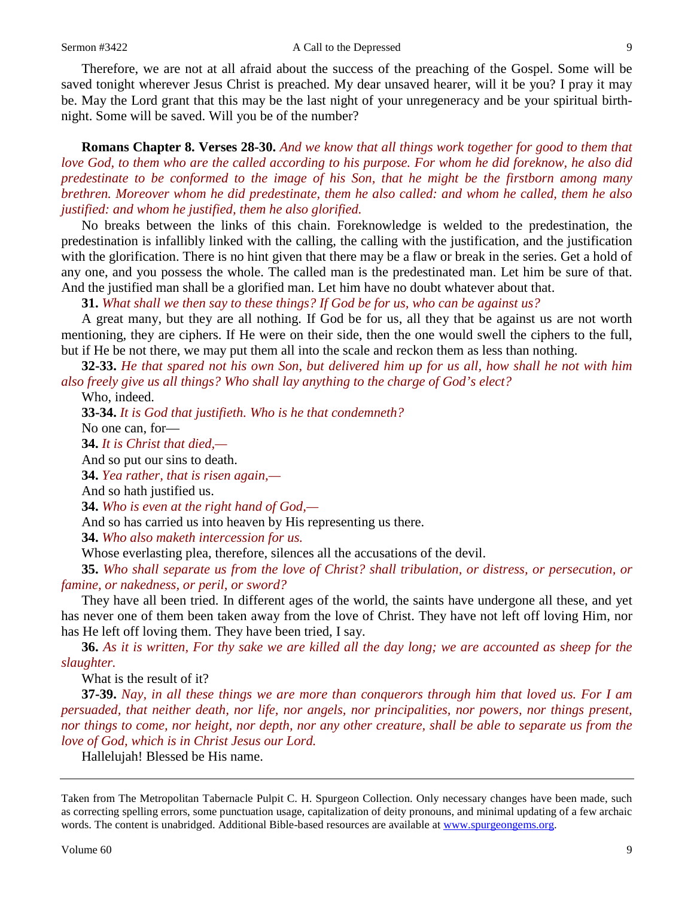Therefore, we are not at all afraid about the success of the preaching of the Gospel. Some will be saved tonight wherever Jesus Christ is preached. My dear unsaved hearer, will it be you? I pray it may be. May the Lord grant that this may be the last night of your unregeneracy and be your spiritual birth-night. Some will be saved. Will you be of the number?

**Romans Chapter 8. Verses 28-30.** *And we know that all things work together for good to them that love God, to them who are the called according to his purpose. For whom he did foreknow, he also did predestinate to be conformed to the image of his Son, that he might be the firstborn among many brethren. Moreover whom he did predestinate, them he also called: and whom he called, them he also justified: and whom he justified, them he also glorified.*

No breaks between the links of this chain. Foreknowledge is welded to the predestination, the predestination is infallibly linked with the calling, the calling with the justification, and the justification with the glorification. There is no hint given that there may be a flaw or break in the series. Get a hold of any one, and you possess the whole. The called man is the predestinated man. Let him be sure of that. And the justified man shall be a glorified man. Let him have no doubt whatever about that.

**31.** *What shall we then say to these things? If God be for us, who can be against us?*

A great many, but they are all nothing. If God be for us, all they that be against us are not worth mentioning, they are ciphers. If He were on their side, then the one would swell the ciphers to the full, but if He be not there, we may put them all into the scale and reckon them as less than nothing.

**32-33.** *He that spared not his own Son, but delivered him up for us all, how shall he not with him also freely give us all things? Who shall lay anything to the charge of God's elect?*

Who, indeed.

**33-34.** *It is God that justifieth. Who is he that condemneth?*

No one can, for—

**34.** *It is Christ that died,—*

And so put our sins to death.

**34.** *Yea rather, that is risen again,—*

And so hath justified us.

**34.** *Who is even at the right hand of God,—*

And so has carried us into heaven by His representing us there.

**34.** *Who also maketh intercession for us.*

Whose everlasting plea, therefore, silences all the accusations of the devil.

**35.** *Who shall separate us from the love of Christ? shall tribulation, or distress, or persecution, or famine, or nakedness, or peril, or sword?*

They have all been tried. In different ages of the world, the saints have undergone all these, and yet has never one of them been taken away from the love of Christ. They have not left off loving Him, nor has He left off loving them. They have been tried, I say.

**36.** *As it is written, For thy sake we are killed all the day long; we are accounted as sheep for the slaughter.*

What is the result of it?

**37-39.** *Nay, in all these things we are more than conquerors through him that loved us. For I am persuaded, that neither death, nor life, nor angels, nor principalities, nor powers, nor things present, nor things to come, nor height, nor depth, nor any other creature, shall be able to separate us from the love of God, which is in Christ Jesus our Lord.*

Hallelujah! Blessed be His name.

---

Taken from The Metropolitan Tabernacle Pulpit C. H. Spurgeon Collection. Only necessary changes have been made, such as correcting spelling errors, some punctuation usage, capitalization of deity pronouns, and minimal updating of a few archaic words. The content is unabridged. Additional Bible-based resources are available at www.spurgeongems.org.